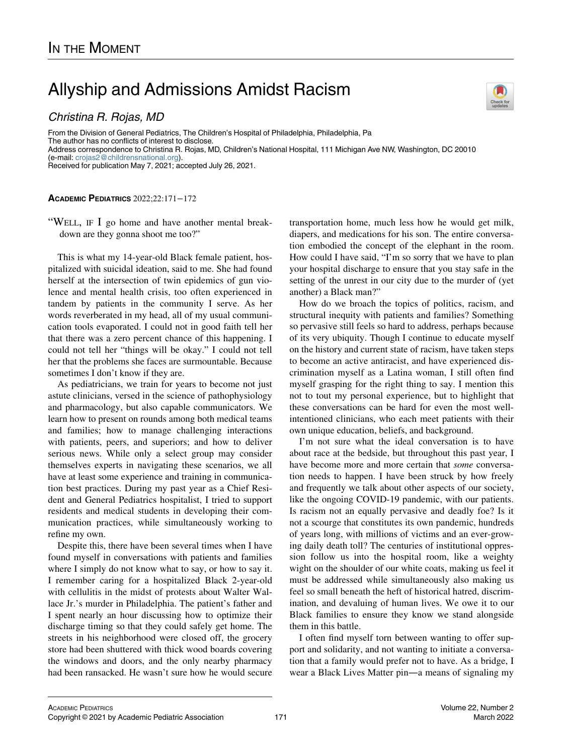In the Moment

# Allyship and Admissions Amidst Racism

*Christina R. Rojas, MD*

From the Division of General Pediatrics, The Children's Hospital of Philadelphia, Philadelphia, Pa
The author has no conflicts of interest to disclose.
Address correspondence to Christina R. Rojas, MD, Children's National Hospital, 111 Michigan Ave NW, Washington, DC 20010 (e-mail: crojas2@childrensnational.org).
Received for publication May 7, 2021; accepted July 26, 2021.

**Academic Pediatrics** 2022;22:171−172

"Well, if I go home and have another mental breakdown are they gonna shoot me too?"

This is what my 14-year-old Black female patient, hospitalized with suicidal ideation, said to me. She had found herself at the intersection of twin epidemics of gun violence and mental health crisis, too often experienced in tandem by patients in the community I serve. As her words reverberated in my head, all of my usual communication tools evaporated. I could not in good faith tell her that there was a zero percent chance of this happening. I could not tell her "things will be okay." I could not tell her that the problems she faces are surmountable. Because sometimes I don't know if they are.

As pediatricians, we train for years to become not just astute clinicians, versed in the science of pathophysiology and pharmacology, but also capable communicators. We learn how to present on rounds among both medical teams and families; how to manage challenging interactions with patients, peers, and superiors; and how to deliver serious news. While only a select group may consider themselves experts in navigating these scenarios, we all have at least some experience and training in communication best practices. During my past year as a Chief Resident and General Pediatrics hospitalist, I tried to support residents and medical students in developing their communication practices, while simultaneously working to refine my own.

Despite this, there have been several times when I have found myself in conversations with patients and families where I simply do not know what to say, or how to say it. I remember caring for a hospitalized Black 2-year-old with cellulitis in the midst of protests about Walter Wallace Jr.'s murder in Philadelphia. The patient's father and I spent nearly an hour discussing how to optimize their discharge timing so that they could safely get home. The streets in his neighborhood were closed off, the grocery store had been shuttered with thick wood boards covering the windows and doors, and the only nearby pharmacy had been ransacked. He wasn't sure how he would secure transportation home, much less how he would get milk, diapers, and medications for his son. The entire conversation embodied the concept of the elephant in the room. How could I have said, "I'm so sorry that we have to plan your hospital discharge to ensure that you stay safe in the setting of the unrest in our city due to the murder of (yet another) a Black man?"

How do we broach the topics of politics, racism, and structural inequity with patients and families? Something so pervasive still feels so hard to address, perhaps because of its very ubiquity. Though I continue to educate myself on the history and current state of racism, have taken steps to become an active antiracist, and have experienced discrimination myself as a Latina woman, I still often find myself grasping for the right thing to say. I mention this not to tout my personal experience, but to highlight that these conversations can be hard for even the most well-intentioned clinicians, who each meet patients with their own unique education, beliefs, and background.

I'm not sure what the ideal conversation is to have about race at the bedside, but throughout this past year, I have become more and more certain that *some* conversation needs to happen. I have been struck by how freely and frequently we talk about other aspects of our society, like the ongoing COVID-19 pandemic, with our patients. Is racism not an equally pervasive and deadly foe? Is it not a scourge that constitutes its own pandemic, hundreds of years long, with millions of victims and an ever-growing daily death toll? The centuries of institutional oppression follow us into the hospital room, like a weighty wight on the shoulder of our white coats, making us feel it must be addressed while simultaneously also making us feel so small beneath the heft of historical hatred, discrimination, and devaluing of human lives. We owe it to our Black families to ensure they know we stand alongside them in this battle.

I often find myself torn between wanting to offer support and solidarity, and not wanting to initiate a conversation that a family would prefer not to have. As a bridge, I wear a Black Lives Matter pin—a means of signaling my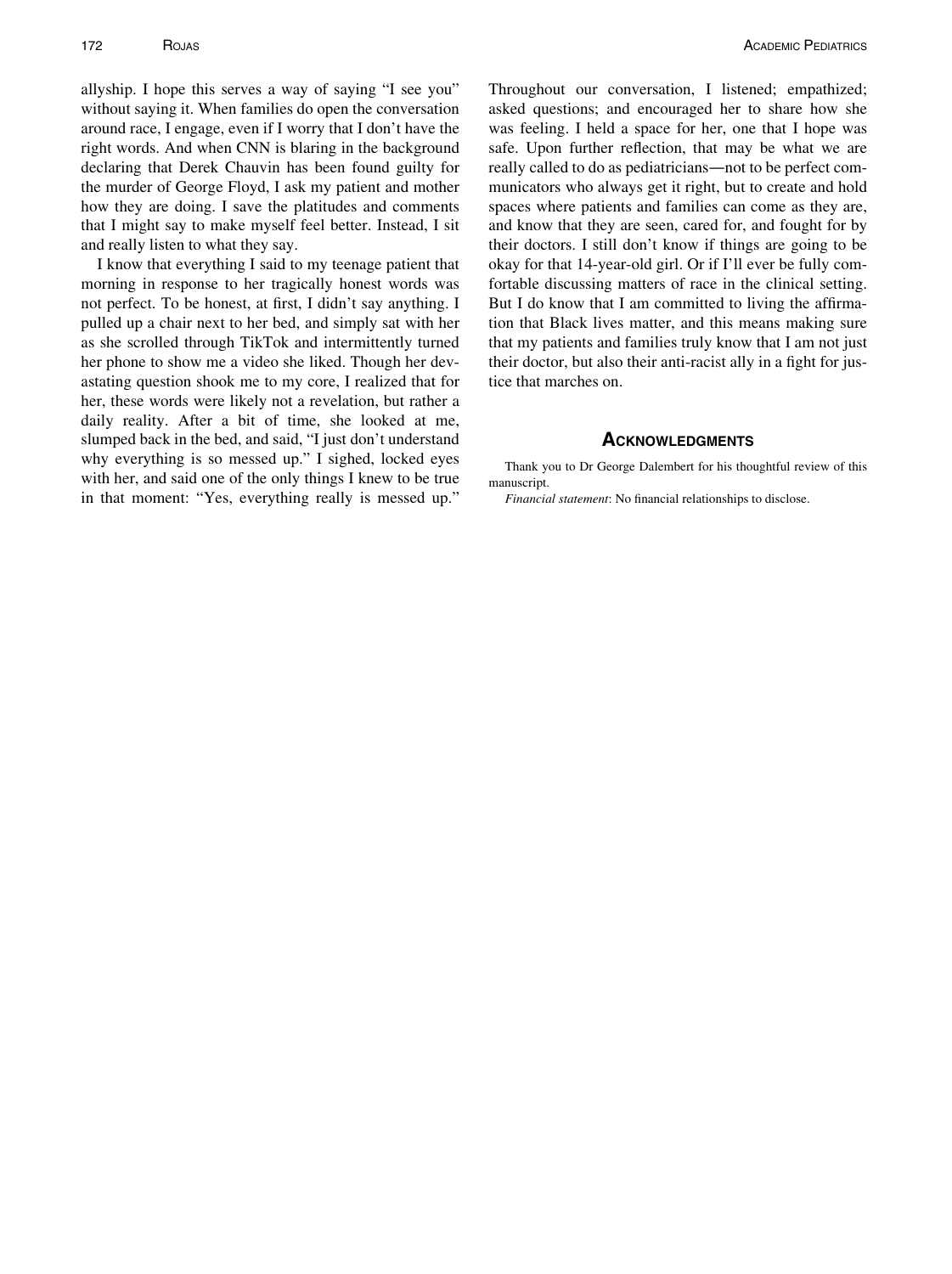allyship. I hope this serves a way of saying "I see you" without saying it. When families do open the conversation around race, I engage, even if I worry that I don't have the right words. And when CNN is blaring in the background declaring that Derek Chauvin has been found guilty for the murder of George Floyd, I ask my patient and mother how they are doing. I save the platitudes and comments that I might say to make myself feel better. Instead, I sit and really listen to what they say.

I know that everything I said to my teenage patient that morning in response to her tragically honest words was not perfect. To be honest, at first, I didn't say anything. I pulled up a chair next to her bed, and simply sat with her as she scrolled through TikTok and intermittently turned her phone to show me a video she liked. Though her devastating question shook me to my core, I realized that for her, these words were likely not a revelation, but rather a daily reality. After a bit of time, she looked at me, slumped back in the bed, and said, "I just don't understand why everything is so messed up." I sighed, locked eyes with her, and said one of the only things I knew to be true in that moment: "Yes, everything really is messed up." Throughout our conversation, I listened; empathized; asked questions; and encouraged her to share how she was feeling. I held a space for her, one that I hope was safe. Upon further reflection, that may be what we are really called to do as pediatricians—not to be perfect communicators who always get it right, but to create and hold spaces where patients and families can come as they are, and know that they are seen, cared for, and fought for by their doctors. I still don't know if things are going to be okay for that 14-year-old girl. Or if I'll ever be fully comfortable discussing matters of race in the clinical setting. But I do know that I am committed to living the affirmation that Black lives matter, and this means making sure that my patients and families truly know that I am not just their doctor, but also their anti-racist ally in a fight for justice that marches on.

## Acknowledgments

Thank you to Dr George Dalembert for his thoughtful review of this manuscript.

*Financial statement*: No financial relationships to disclose.